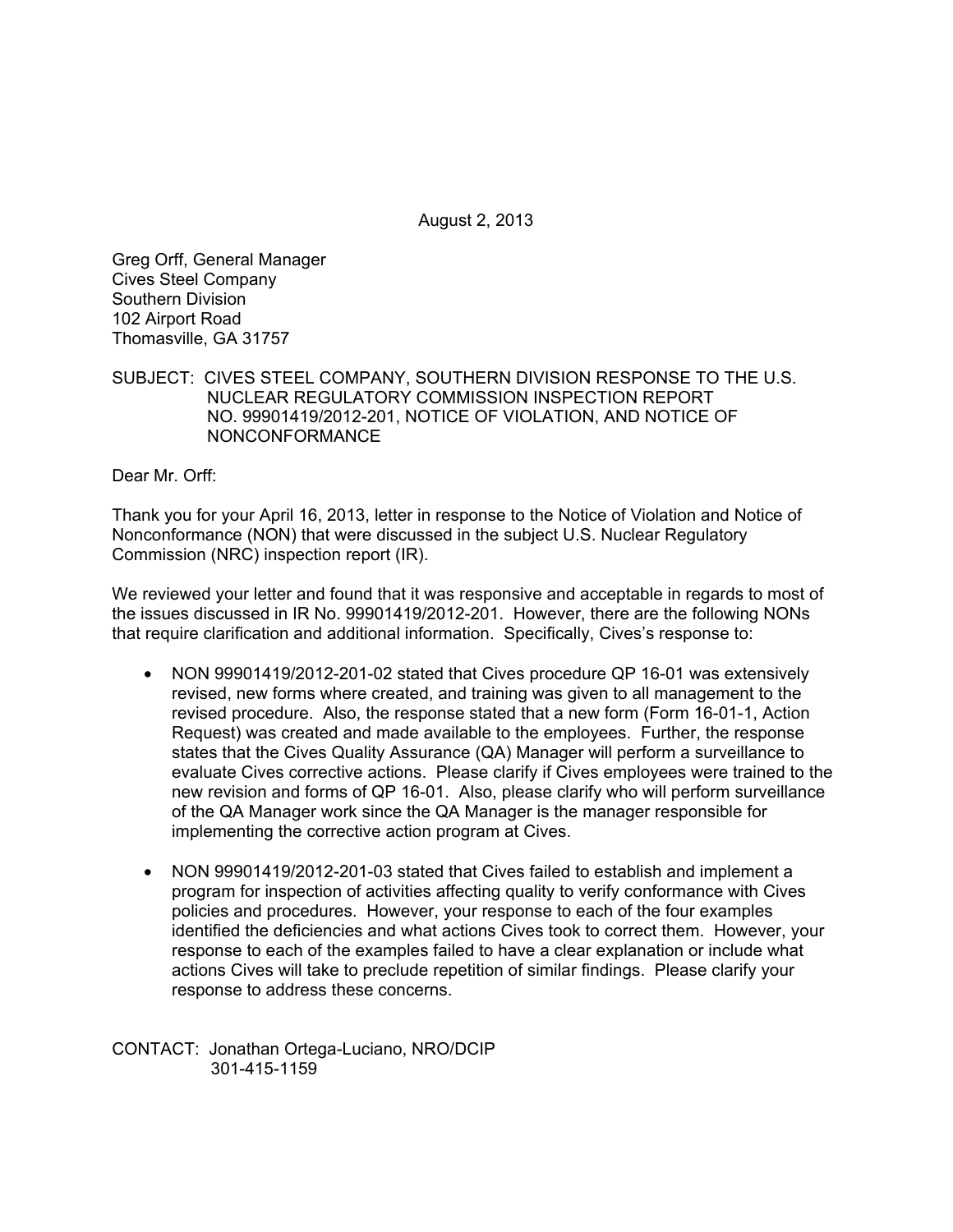August 2, 2013

Greg Orff, General Manager
Cives Steel Company
Southern Division
102 Airport Road
Thomasville, GA 31757

SUBJECT: CIVES STEEL COMPANY, SOUTHERN DIVISION RESPONSE TO THE U.S. NUCLEAR REGULATORY COMMISSION INSPECTION REPORT NO. 99901419/2012-201, NOTICE OF VIOLATION, AND NOTICE OF NONCONFORMANCE

Dear Mr. Orff:

Thank you for your April 16, 2013, letter in response to the Notice of Violation and Notice of Nonconformance (NON) that were discussed in the subject U.S. Nuclear Regulatory Commission (NRC) inspection report (IR).

We reviewed your letter and found that it was responsive and acceptable in regards to most of the issues discussed in IR No. 99901419/2012-201. However, there are the following NONs that require clarification and additional information. Specifically, Cives's response to:

- NON 99901419/2012-201-02 stated that Cives procedure QP 16-01 was extensively revised, new forms where created, and training was given to all management to the revised procedure. Also, the response stated that a new form (Form 16-01-1, Action Request) was created and made available to the employees. Further, the response states that the Cives Quality Assurance (QA) Manager will perform a surveillance to evaluate Cives corrective actions. Please clarify if Cives employees were trained to the new revision and forms of QP 16-01. Also, please clarify who will perform surveillance of the QA Manager work since the QA Manager is the manager responsible for implementing the corrective action program at Cives.

- NON 99901419/2012-201-03 stated that Cives failed to establish and implement a program for inspection of activities affecting quality to verify conformance with Cives policies and procedures. However, your response to each of the four examples identified the deficiencies and what actions Cives took to correct them. However, your response to each of the examples failed to have a clear explanation or include what actions Cives will take to preclude repetition of similar findings. Please clarify your response to address these concerns.

CONTACT: Jonathan Ortega-Luciano, NRO/DCIP
301-415-1159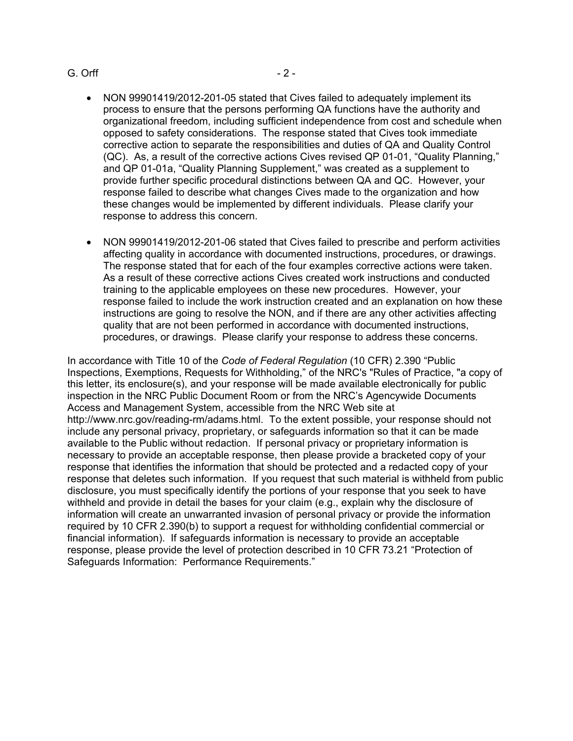- NON 99901419/2012-201-05 stated that Cives failed to adequately implement its process to ensure that the persons performing QA functions have the authority and organizational freedom, including sufficient independence from cost and schedule when opposed to safety considerations. The response stated that Cives took immediate corrective action to separate the responsibilities and duties of QA and Quality Control (QC). As, a result of the corrective actions Cives revised QP 01-01, "Quality Planning," and QP 01-01a, "Quality Planning Supplement," was created as a supplement to provide further specific procedural distinctions between QA and QC. However, your response failed to describe what changes Cives made to the organization and how these changes would be implemented by different individuals. Please clarify your response to address this concern.

- NON 99901419/2012-201-06 stated that Cives failed to prescribe and perform activities affecting quality in accordance with documented instructions, procedures, or drawings. The response stated that for each of the four examples corrective actions were taken. As a result of these corrective actions Cives created work instructions and conducted training to the applicable employees on these new procedures. However, your response failed to include the work instruction created and an explanation on how these instructions are going to resolve the NON, and if there are any other activities affecting quality that are not been performed in accordance with documented instructions, procedures, or drawings. Please clarify your response to address these concerns.

In accordance with Title 10 of the *Code of Federal Regulation* (10 CFR) 2.390 "Public Inspections, Exemptions, Requests for Withholding," of the NRC's "Rules of Practice, "a copy of this letter, its enclosure(s), and your response will be made available electronically for public inspection in the NRC Public Document Room or from the NRC's Agencywide Documents Access and Management System, accessible from the NRC Web site at http://www.nrc.gov/reading-rm/adams.html. To the extent possible, your response should not include any personal privacy, proprietary, or safeguards information so that it can be made available to the Public without redaction. If personal privacy or proprietary information is necessary to provide an acceptable response, then please provide a bracketed copy of your response that identifies the information that should be protected and a redacted copy of your response that deletes such information. If you request that such material is withheld from public disclosure, you must specifically identify the portions of your response that you seek to have withheld and provide in detail the bases for your claim (e.g., explain why the disclosure of information will create an unwarranted invasion of personal privacy or provide the information required by 10 CFR 2.390(b) to support a request for withholding confidential commercial or financial information). If safeguards information is necessary to provide an acceptable response, please provide the level of protection described in 10 CFR 73.21 "Protection of Safeguards Information: Performance Requirements."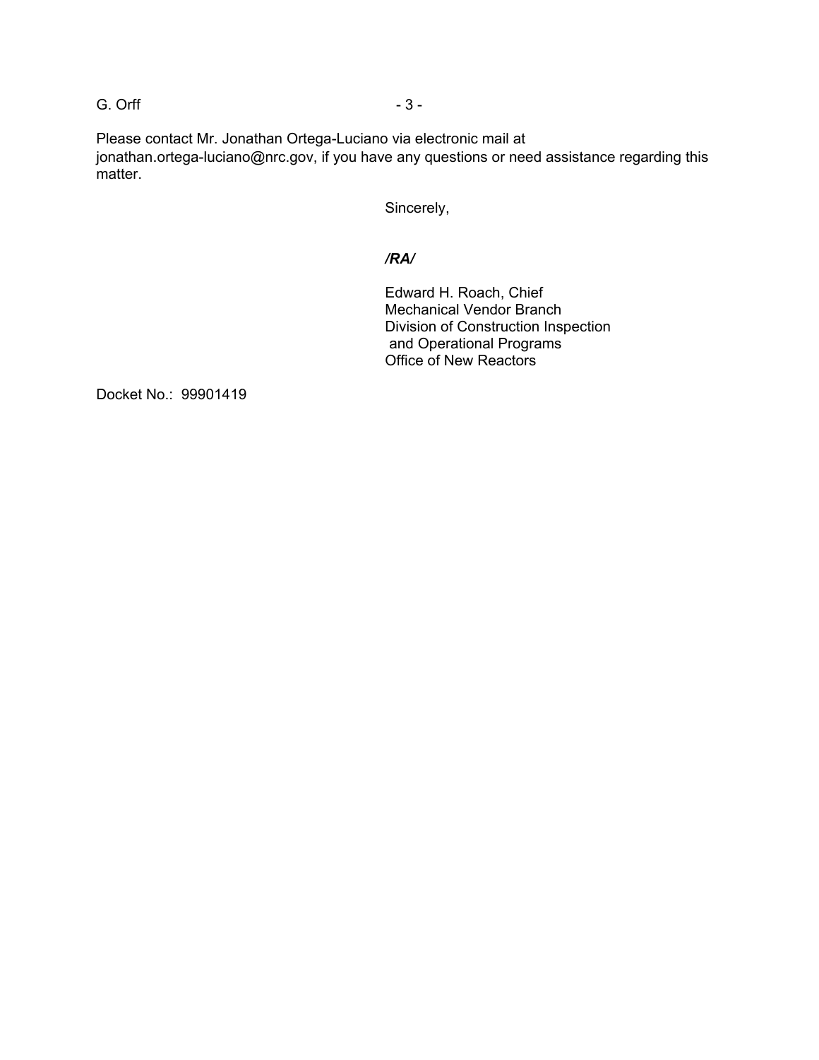Please contact Mr. Jonathan Ortega-Luciano via electronic mail at jonathan.ortega-luciano@nrc.gov, if you have any questions or need assistance regarding this matter.

Sincerely,

***/RA/***

Edward H. Roach, Chief
Mechanical Vendor Branch
Division of Construction Inspection
and Operational Programs
Office of New Reactors

Docket No.: 99901419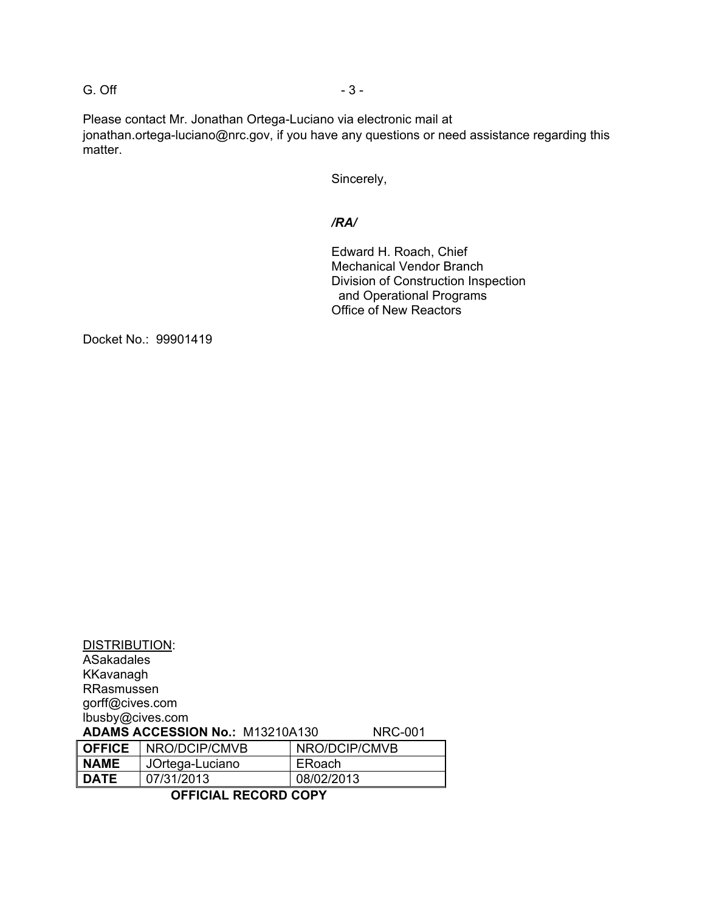Please contact Mr. Jonathan Ortega-Luciano via electronic mail at jonathan.ortega-luciano@nrc.gov, if you have any questions or need assistance regarding this matter.

Sincerely,

***/RA/***

Edward H. Roach, Chief
Mechanical Vendor Branch
Division of Construction Inspection
and Operational Programs
Office of New Reactors

Docket No.: 99901419

DISTRIBUTION:
ASakadales
KKavanagh
RRasmussen
gorff@cives.com
lbusby@cives.com

**ADAMS ACCESSION No.:** M13210A130 NRC-001

| | | |
|---|---|---|
| **OFFICE** | NRO/DCIP/CMVB | NRO/DCIP/CMVB |
| **NAME** | JOrtega-Luciano | ERoach |
| **DATE** | 07/31/2013 | 08/02/2013 |

**OFFICIAL RECORD COPY**